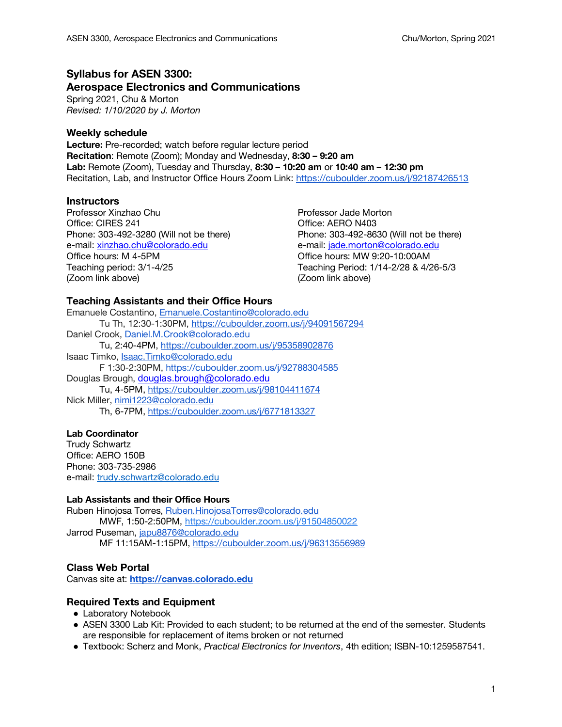# Syllabus for ASEN 3300:
# Aerospace Electronics and Communications

Spring 2021, Chu & Morton
*Revised: 1/10/2020 by J. Morton*

## Weekly schedule

**Lecture:** Pre-recorded; watch before regular lecture period
**Recitation**: Remote (Zoom); Monday and Wednesday, **8:30 – 9:20 am**
**Lab:** Remote (Zoom), Tuesday and Thursday, **8:30 – 10:20 am** or **10:40 am – 12:30 pm**
Recitation, Lab, and Instructor Office Hours Zoom Link: https://cuboulder.zoom.us/j/92187426513

## Instructors

Professor Xinzhao Chu
Office: CIRES 241
Phone: 303-492-3280 (Will not be there)
e-mail: xinzhao.chu@colorado.edu
Office hours: M 4-5PM
Teaching period: 3/1-4/25
(Zoom link above)

Professor Jade Morton
Office: AERO N403
Phone: 303-492-8630 (Will not be there)
e-mail: jade.morton@colorado.edu
Office hours: MW 9:20-10:00AM
Teaching Period: 1/14-2/28 & 4/26-5/3
(Zoom link above)

## Teaching Assistants and their Office Hours

Emanuele Costantino, Emanuele.Costantino@colorado.edu
    Tu Th, 12:30-1:30PM, https://cuboulder.zoom.us/j/94091567294
Daniel Crook, Daniel.M.Crook@colorado.edu
    Tu, 2:40-4PM, https://cuboulder.zoom.us/j/95358902876
Isaac Timko, Isaac.Timko@colorado.edu
    F 1:30-2:30PM, https://cuboulder.zoom.us/j/92788304585
Douglas Brough, douglas.brough@colorado.edu
    Tu, 4-5PM, https://cuboulder.zoom.us/j/98104411674
Nick Miller, nimi1223@colorado.edu
    Th, 6-7PM, https://cuboulder.zoom.us/j/6771813327

### Lab Coordinator

Trudy Schwartz
Office: AERO 150B
Phone: 303-735-2986
e-mail: trudy.schwartz@colorado.edu

### Lab Assistants and their Office Hours

Ruben Hinojosa Torres, Ruben.HinojosaTorres@colorado.edu
    MWF, 1:50-2:50PM, https://cuboulder.zoom.us/j/91504850022
Jarrod Puseman, japu8876@colorado.edu
    MF 11:15AM-1:15PM, https://cuboulder.zoom.us/j/96313556989

## Class Web Portal

Canvas site at: **https://canvas.colorado.edu**

## Required Texts and Equipment

- Laboratory Notebook
- ASEN 3300 Lab Kit: Provided to each student; to be returned at the end of the semester. Students are responsible for replacement of items broken or not returned
- Textbook: Scherz and Monk, *Practical Electronics for Inventors*, 4th edition; ISBN-10:1259587541.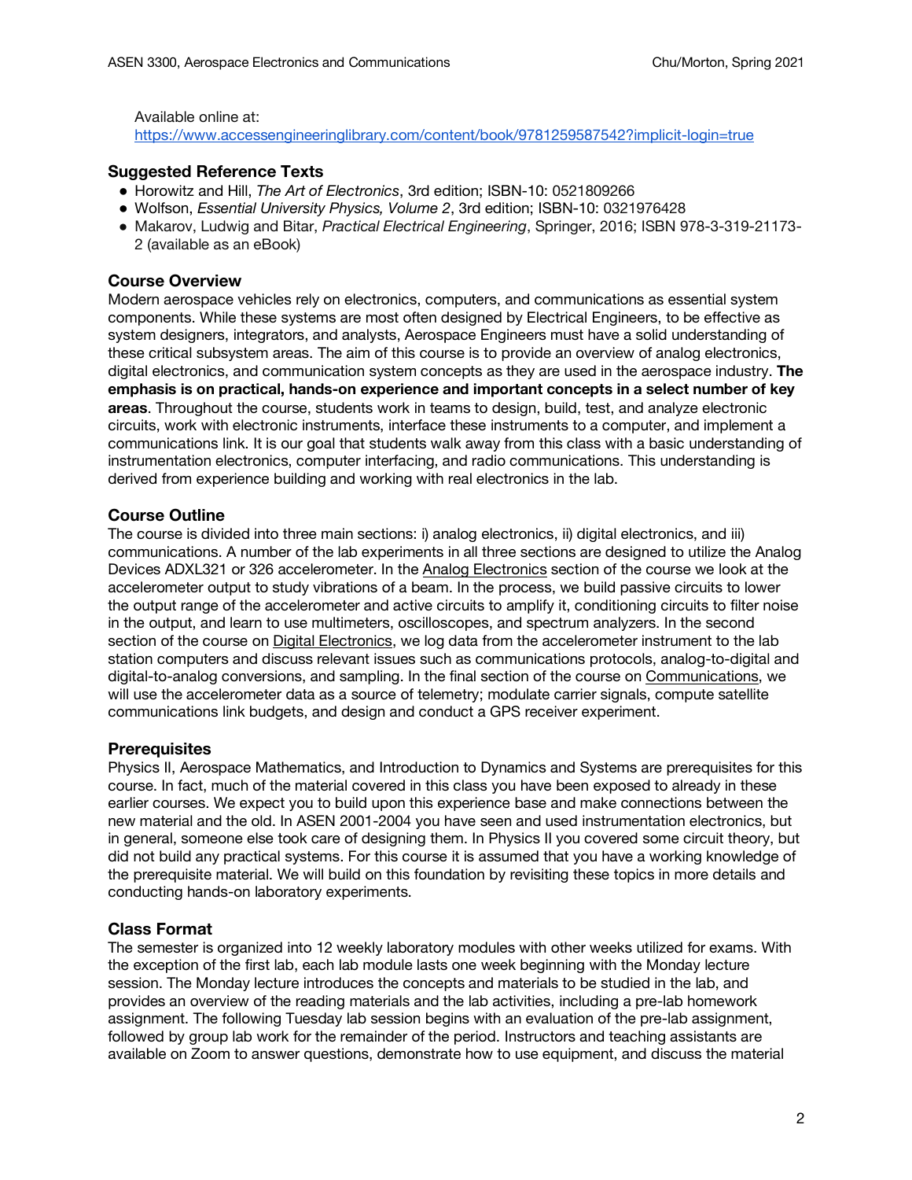Available online at:
https://www.accessengineeringlibrary.com/content/book/9781259587542?implicit-login=true

### Suggested Reference Texts

- Horowitz and Hill, *The Art of Electronics*, 3rd edition; ISBN-10: 0521809266
- Wolfson, *Essential University Physics, Volume 2*, 3rd edition; ISBN-10: 0321976428
- Makarov, Ludwig and Bitar, *Practical Electrical Engineering*, Springer, 2016; ISBN 978-3-319-21173-2 (available as an eBook)

### Course Overview

Modern aerospace vehicles rely on electronics, computers, and communications as essential system components. While these systems are most often designed by Electrical Engineers, to be effective as system designers, integrators, and analysts, Aerospace Engineers must have a solid understanding of these critical subsystem areas. The aim of this course is to provide an overview of analog electronics, digital electronics, and communication system concepts as they are used in the aerospace industry. **The emphasis is on practical, hands-on experience and important concepts in a select number of key areas**. Throughout the course, students work in teams to design, build, test, and analyze electronic circuits, work with electronic instruments, interface these instruments to a computer, and implement a communications link. It is our goal that students walk away from this class with a basic understanding of instrumentation electronics, computer interfacing, and radio communications. This understanding is derived from experience building and working with real electronics in the lab.

### Course Outline

The course is divided into three main sections: i) analog electronics, ii) digital electronics, and iii) communications. A number of the lab experiments in all three sections are designed to utilize the Analog Devices ADXL321 or 326 accelerometer. In the Analog Electronics section of the course we look at the accelerometer output to study vibrations of a beam. In the process, we build passive circuits to lower the output range of the accelerometer and active circuits to amplify it, conditioning circuits to filter noise in the output, and learn to use multimeters, oscilloscopes, and spectrum analyzers. In the second section of the course on Digital Electronics, we log data from the accelerometer instrument to the lab station computers and discuss relevant issues such as communications protocols, analog-to-analog and digital-to-analog conversions, and sampling. In the final section of the course on Communications, we will use the accelerometer data as a source of telemetry; modulate carrier signals, compute satellite communications link budgets, and design and conduct a GPS receiver experiment.

### Prerequisites

Physics II, Aerospace Mathematics, and Introduction to Dynamics and Systems are prerequisites for this course. In fact, much of the material covered in this class you have been exposed to already in these earlier courses. We expect you to build upon this experience base and make connections between the new material and the old. In ASEN 2001-2004 you have seen and used instrumentation electronics, but in general, someone else took care of designing them. In Physics II you covered some circuit theory, but did not build any practical systems. For this course it is assumed that you have a working knowledge of the prerequisite material. We will build on this foundation by revisiting these topics in more details and conducting hands-on laboratory experiments.

### Class Format

The semester is organized into 12 weekly laboratory modules with other weeks utilized for exams. With the exception of the first lab, each lab module lasts one week beginning with the Monday lecture session. The Monday lecture introduces the concepts and materials to be studied in the lab, and provides an overview of the reading materials and the lab activities, including a pre-lab homework assignment. The following Tuesday lab session begins with an evaluation of the pre-lab assignment, followed by group lab work for the remainder of the period. Instructors and teaching assistants are available on Zoom to answer questions, demonstrate how to use equipment, and discuss the material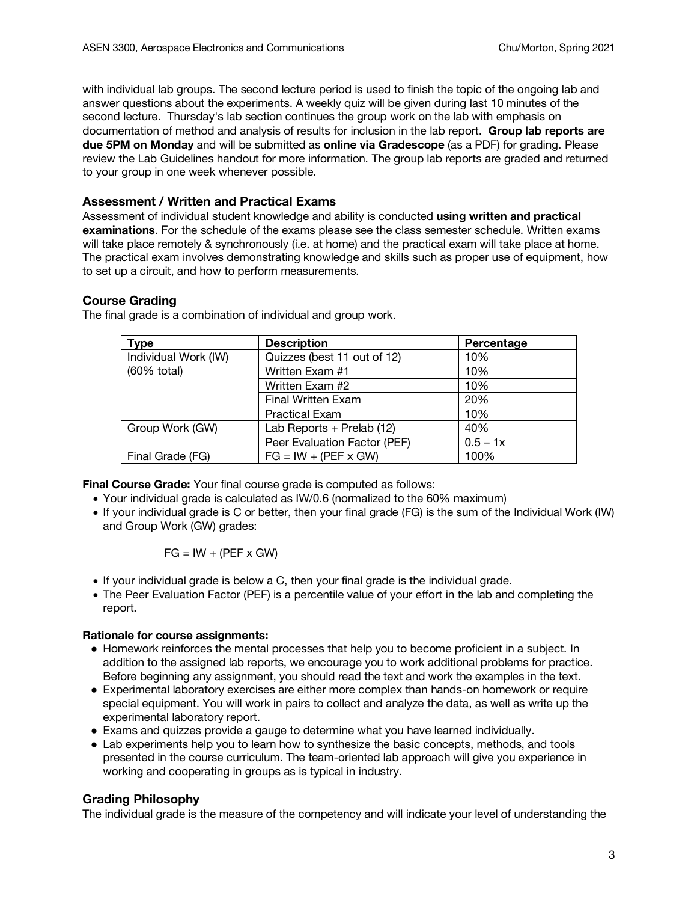with individual lab groups. The second lecture period is used to finish the topic of the ongoing lab and answer questions about the experiments. A weekly quiz will be given during last 10 minutes of the second lecture. Thursday's lab section continues the group work on the lab with emphasis on documentation of method and analysis of results for inclusion in the lab report. **Group lab reports are due 5PM on Monday** and will be submitted as **online via Gradescope** (as a PDF) for grading. Please review the Lab Guidelines handout for more information. The group lab reports are graded and returned to your group in one week whenever possible.

### Assessment / Written and Practical Exams

Assessment of individual student knowledge and ability is conducted **using written and practical examinations**. For the schedule of the exams please see the class semester schedule. Written exams will take place remotely & synchronously (i.e. at home) and the practical exam will take place at home. The practical exam involves demonstrating knowledge and skills such as proper use of equipment, how to set up a circuit, and how to perform measurements.

### Course Grading

The final grade is a combination of individual and group work.

| Type | Description | Percentage |
|---|---|---|
| Individual Work (IW) (60% total) | Quizzes (best 11 out of 12) | 10% |
| | Written Exam #1 | 10% |
| | Written Exam #2 | 10% |
| | Final Written Exam | 20% |
| | Practical Exam | 10% |
| Group Work (GW) | Lab Reports + Prelab (12) | 40% |
| | Peer Evaluation Factor (PEF) | 0.5 – 1x |
| Final Grade (FG) | FG = IW + (PEF x GW) | 100% |

**Final Course Grade:** Your final course grade is computed as follows:

- Your individual grade is calculated as IW/0.6 (normalized to the 60% maximum)
- If your individual grade is C or better, then your final grade (FG) is the sum of the Individual Work (IW) and Group Work (GW) grades:

$$FG = IW + (PEF \times GW)$$

- If your individual grade is below a C, then your final grade is the individual grade.
- The Peer Evaluation Factor (PEF) is a percentile value of your effort in the lab and completing the report.

**Rationale for course assignments:**

- Homework reinforces the mental processes that help you to become proficient in a subject. In addition to the assigned lab reports, we encourage you to work additional problems for practice. Before beginning any assignment, you should read the text and work the examples in the text.
- Experimental laboratory exercises are either more complex than hands-on homework or require special equipment. You will work in pairs to collect and analyze the data, as well as write up the experimental laboratory report.
- Exams and quizzes provide a gauge to determine what you have learned individually.
- Lab experiments help you to learn how to synthesize the basic concepts, methods, and tools presented in the course curriculum. The team-oriented lab approach will give you experience in working and cooperating in groups as is typical in industry.

### Grading Philosophy

The individual grade is the measure of the competency and will indicate your level of understanding the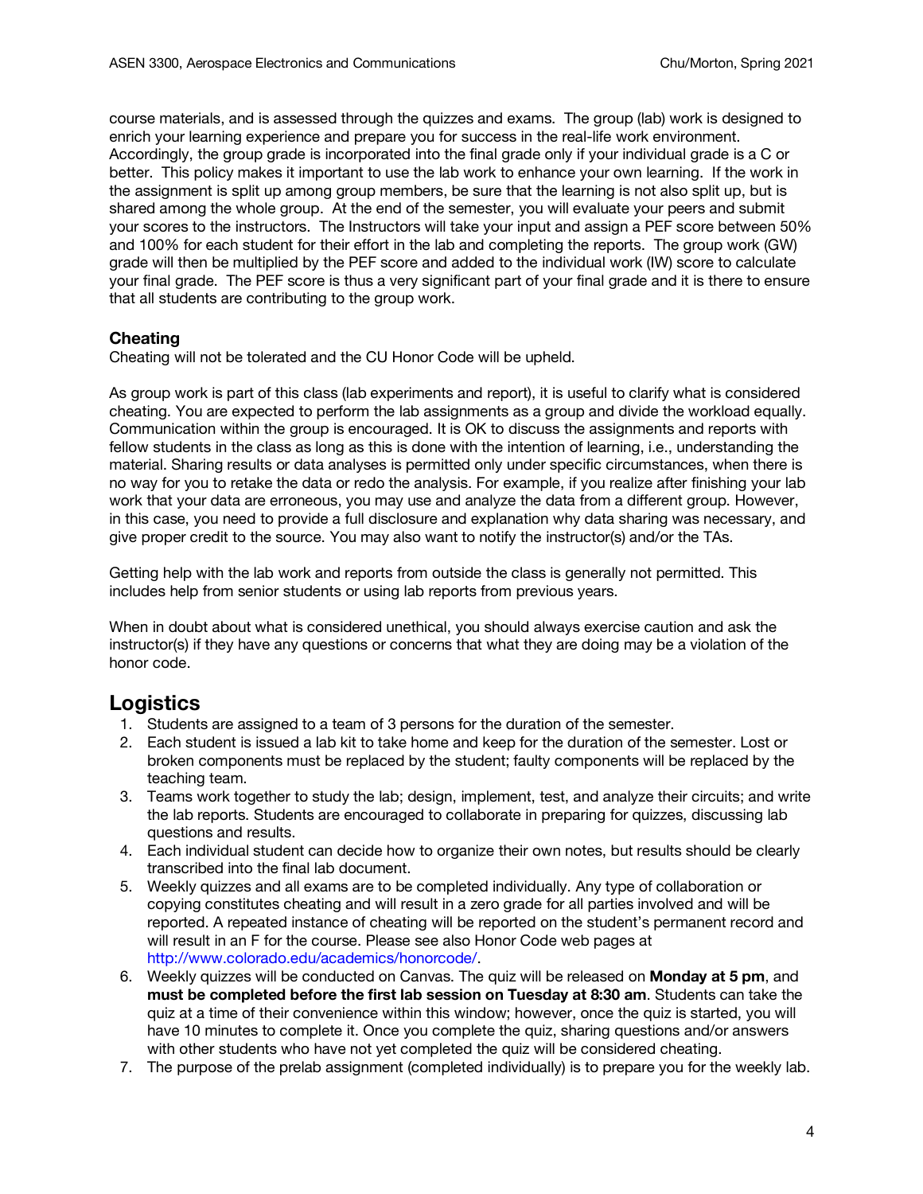course materials, and is assessed through the quizzes and exams. The group (lab) work is designed to enrich your learning experience and prepare you for success in the real-life work environment. Accordingly, the group grade is incorporated into the final grade only if your individual grade is a C or better. This policy makes it important to use the lab work to enhance your own learning. If the work in the assignment is split up among group members, be sure that the learning is not also split up, but is shared among the whole group. At the end of the semester, you will evaluate your peers and submit your scores to the instructors. The Instructors will take your input and assign a PEF score between 50% and 100% for each student for their effort in the lab and completing the reports. The group work (GW) grade will then be multiplied by the PEF score and added to the individual work (IW) score to calculate your final grade. The PEF score is thus a very significant part of your final grade and it is there to ensure that all students are contributing to the group work.

### Cheating

Cheating will not be tolerated and the CU Honor Code will be upheld.

As group work is part of this class (lab experiments and report), it is useful to clarify what is considered cheating. You are expected to perform the lab assignments as a group and divide the workload equally. Communication within the group is encouraged. It is OK to discuss the assignments and reports with fellow students in the class as long as this is done with the intention of learning, i.e., understanding the material. Sharing results or data analyses is permitted only under specific circumstances, when there is no way for you to retake the data or redo the analysis. For example, if you realize after finishing your lab work that your data are erroneous, you may use and analyze the data from a different group. However, in this case, you need to provide a full disclosure and explanation why data sharing was necessary, and give proper credit to the source. You may also want to notify the instructor(s) and/or the TAs.

Getting help with the lab work and reports from outside the class is generally not permitted. This includes help from senior students or using lab reports from previous years.

When in doubt about what is considered unethical, you should always exercise caution and ask the instructor(s) if they have any questions or concerns that what they are doing may be a violation of the honor code.

## Logistics

1. Students are assigned to a team of 3 persons for the duration of the semester.
2. Each student is issued a lab kit to take home and keep for the duration of the semester. Lost or broken components must be replaced by the student; faulty components will be replaced by the teaching team.
3. Teams work together to study the lab; design, implement, test, and analyze their circuits; and write the lab reports. Students are encouraged to collaborate in preparing for quizzes, discussing lab questions and results.
4. Each individual student can decide how to organize their own notes, but results should be clearly transcribed into the final lab document.
5. Weekly quizzes and all exams are to be completed individually. Any type of collaboration or copying constitutes cheating and will result in a zero grade for all parties involved and will be reported. A repeated instance of cheating will be reported on the student's permanent record and will result in an F for the course. Please see also Honor Code web pages at http://www.colorado.edu/academics/honorcode/.
6. Weekly quizzes will be conducted on Canvas. The quiz will be released on **Monday at 5 pm**, and **must be completed before the first lab session on Tuesday at 8:30 am**. Students can take the quiz at a time of their convenience within this window; however, once the quiz is started, you will have 10 minutes to complete it. Once you complete the quiz, sharing questions and/or answers with other students who have not yet completed the quiz will be considered cheating.
7. The purpose of the prelab assignment (completed individually) is to prepare you for the weekly lab.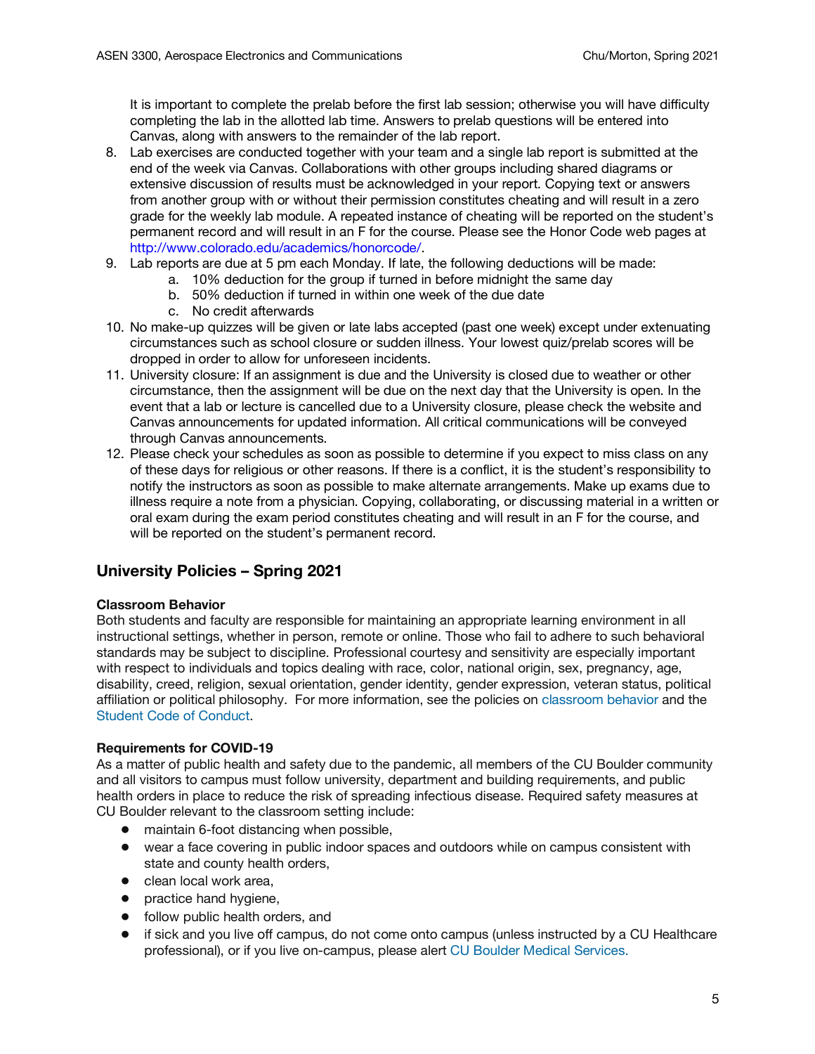It is important to complete the prelab before the first lab session; otherwise you will have difficulty completing the lab in the allotted lab time. Answers to prelab questions will be entered into Canvas, along with answers to the remainder of the lab report.

8. Lab exercises are conducted together with your team and a single lab report is submitted at the end of the week via Canvas. Collaborations with other groups including shared diagrams or extensive discussion of results must be acknowledged in your report. Copying text or answers from another group with or without their permission constitutes cheating and will result in a zero grade for the weekly lab module. A repeated instance of cheating will be reported on the student's permanent record and will result in an F for the course. Please see the Honor Code web pages at http://www.colorado.edu/academics/honorcode/.
9. Lab reports are due at 5 pm each Monday. If late, the following deductions will be made:
   a. 10% deduction for the group if turned in before midnight the same day
   b. 50% deduction if turned in within one week of the due date
   c. No credit afterwards
10. No make-up quizzes will be given or late labs accepted (past one week) except under extenuating circumstances such as school closure or sudden illness. Your lowest quiz/prelab scores will be dropped in order to allow for unforeseen incidents.
11. University closure: If an assignment is due and the University is closed due to weather or other circumstance, then the assignment will be due on the next day that the University is open. In the event that a lab or lecture is cancelled due to a University closure, please check the website and Canvas announcements for updated information. All critical communications will be conveyed through Canvas announcements.
12. Please check your schedules as soon as possible to determine if you expect to miss class on any of these days for religious or other reasons. If there is a conflict, it is the student's responsibility to notify the instructors as soon as possible to make alternate arrangements. Make up exams due to illness require a note from a physician. Copying, collaborating, or discussing material in a written or oral exam during the exam period constitutes cheating and will result in an F for the course, and will be reported on the student's permanent record.

## University Policies – Spring 2021

**Classroom Behavior**

Both students and faculty are responsible for maintaining an appropriate learning environment in all instructional settings, whether in person, remote or online. Those who fail to adhere to such behavioral standards may be subject to discipline. Professional courtesy and sensitivity are especially important with respect to individuals and topics dealing with race, color, national origin, sex, pregnancy, age, disability, creed, religion, sexual orientation, gender identity, gender expression, veteran status, political affiliation or political philosophy. For more information, see the policies on classroom behavior and the Student Code of Conduct.

**Requirements for COVID-19**

As a matter of public health and safety due to the pandemic, all members of the CU Boulder community and all visitors to campus must follow university, department and building requirements, and public health orders in place to reduce the risk of spreading infectious disease. Required safety measures at CU Boulder relevant to the classroom setting include:

- maintain 6-foot distancing when possible,
- wear a face covering in public indoor spaces and outdoors while on campus consistent with state and county health orders,
- clean local work area,
- practice hand hygiene,
- follow public health orders, and
- if sick and you live off campus, do not come onto campus (unless instructed by a CU Healthcare professional), or if you live on-campus, please alert CU Boulder Medical Services.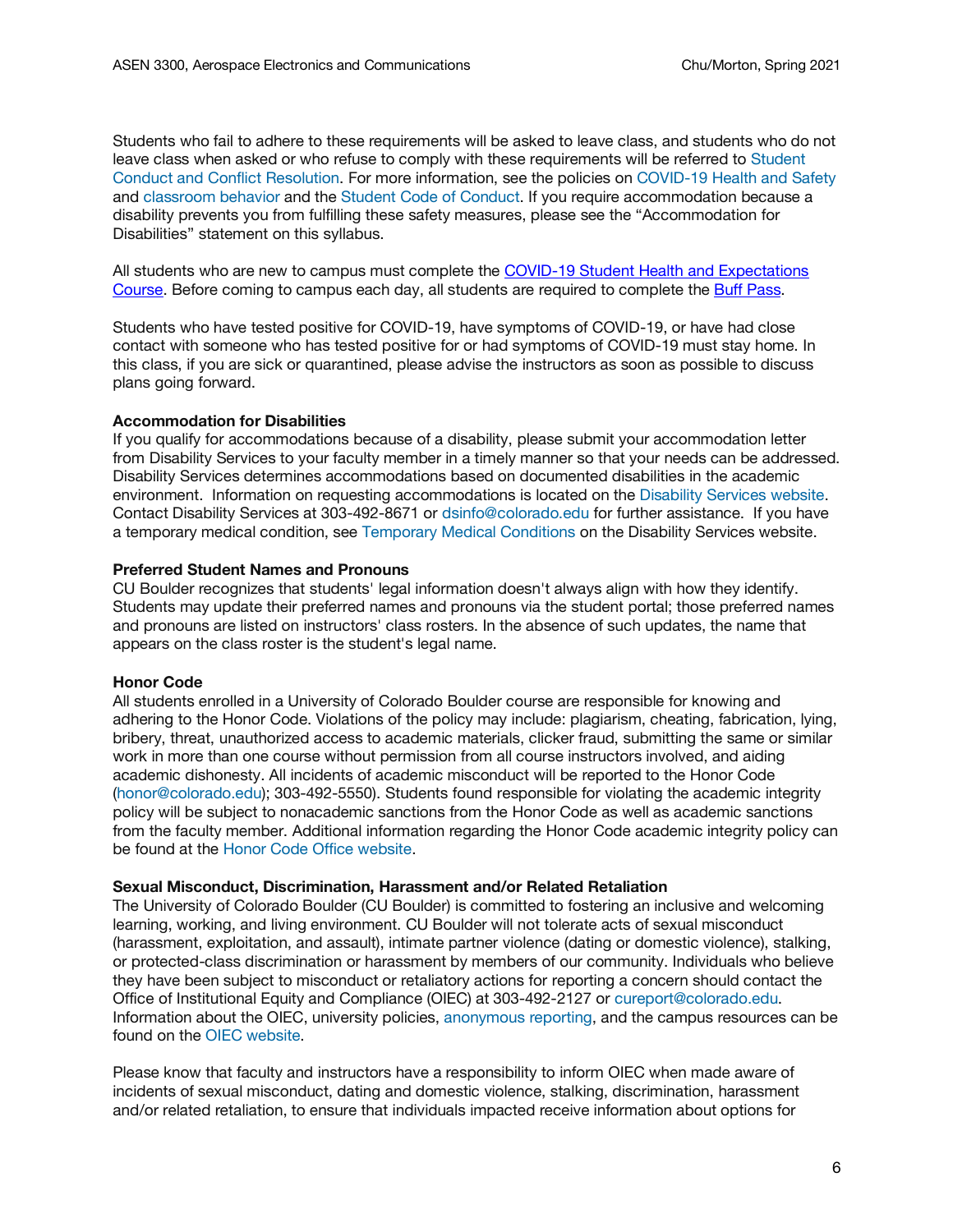Students who fail to adhere to these requirements will be asked to leave class, and students who do not leave class when asked or who refuse to comply with these requirements will be referred to Student Conduct and Conflict Resolution. For more information, see the policies on COVID-19 Health and Safety and classroom behavior and the Student Code of Conduct. If you require accommodation because a disability prevents you from fulfilling these safety measures, please see the "Accommodation for Disabilities" statement on this syllabus.

All students who are new to campus must complete the COVID-19 Student Health and Expectations Course. Before coming to campus each day, all students are required to complete the Buff Pass.

Students who have tested positive for COVID-19, have symptoms of COVID-19, or have had close contact with someone who has tested positive for or had symptoms of COVID-19 must stay home. In this class, if you are sick or quarantined, please advise the instructors as soon as possible to discuss plans going forward.

**Accommodation for Disabilities**
If you qualify for accommodations because of a disability, please submit your accommodation letter from Disability Services to your faculty member in a timely manner so that your needs can be addressed. Disability Services determines accommodations based on documented disabilities in the academic environment. Information on requesting accommodations is located on the Disability Services website. Contact Disability Services at 303-492-8671 or dsinfo@colorado.edu for further assistance. If you have a temporary medical condition, see Temporary Medical Conditions on the Disability Services website.

**Preferred Student Names and Pronouns**
CU Boulder recognizes that students' legal information doesn't always align with how they identify. Students may update their preferred names and pronouns via the student portal; those preferred names and pronouns are listed on instructors' class rosters. In the absence of such updates, the name that appears on the class roster is the student's legal name.

**Honor Code**
All students enrolled in a University of Colorado Boulder course are responsible for knowing and adhering to the Honor Code. Violations of the policy may include: plagiarism, cheating, fabrication, lying, bribery, threat, unauthorized access to academic materials, clicker fraud, submitting the same or similar work in more than one course without permission from all course instructors involved, and aiding academic dishonesty. All incidents of academic misconduct will be reported to the Honor Code (honor@colorado.edu); 303-492-5550). Students found responsible for violating the academic integrity policy will be subject to nonacademic sanctions from the Honor Code as well as academic sanctions from the faculty member. Additional information regarding the Honor Code academic integrity policy can be found at the Honor Code Office website.

**Sexual Misconduct, Discrimination, Harassment and/or Related Retaliation**
The University of Colorado Boulder (CU Boulder) is committed to fostering an inclusive and welcoming learning, working, and living environment. CU Boulder will not tolerate acts of sexual misconduct (harassment, exploitation, and assault), intimate partner violence (dating or domestic violence), stalking, or protected-class discrimination or harassment by members of our community. Individuals who believe they have been subject to misconduct or retaliatory actions for reporting a concern should contact the Office of Institutional Equity and Compliance (OIEC) at 303-492-2127 or cureport@colorado.edu. Information about the OIEC, university policies, anonymous reporting, and the campus resources can be found on the OIEC website.

Please know that faculty and instructors have a responsibility to inform OIEC when made aware of incidents of sexual misconduct, dating and domestic violence, stalking, discrimination, harassment and/or related retaliation, to ensure that individuals impacted receive information about options for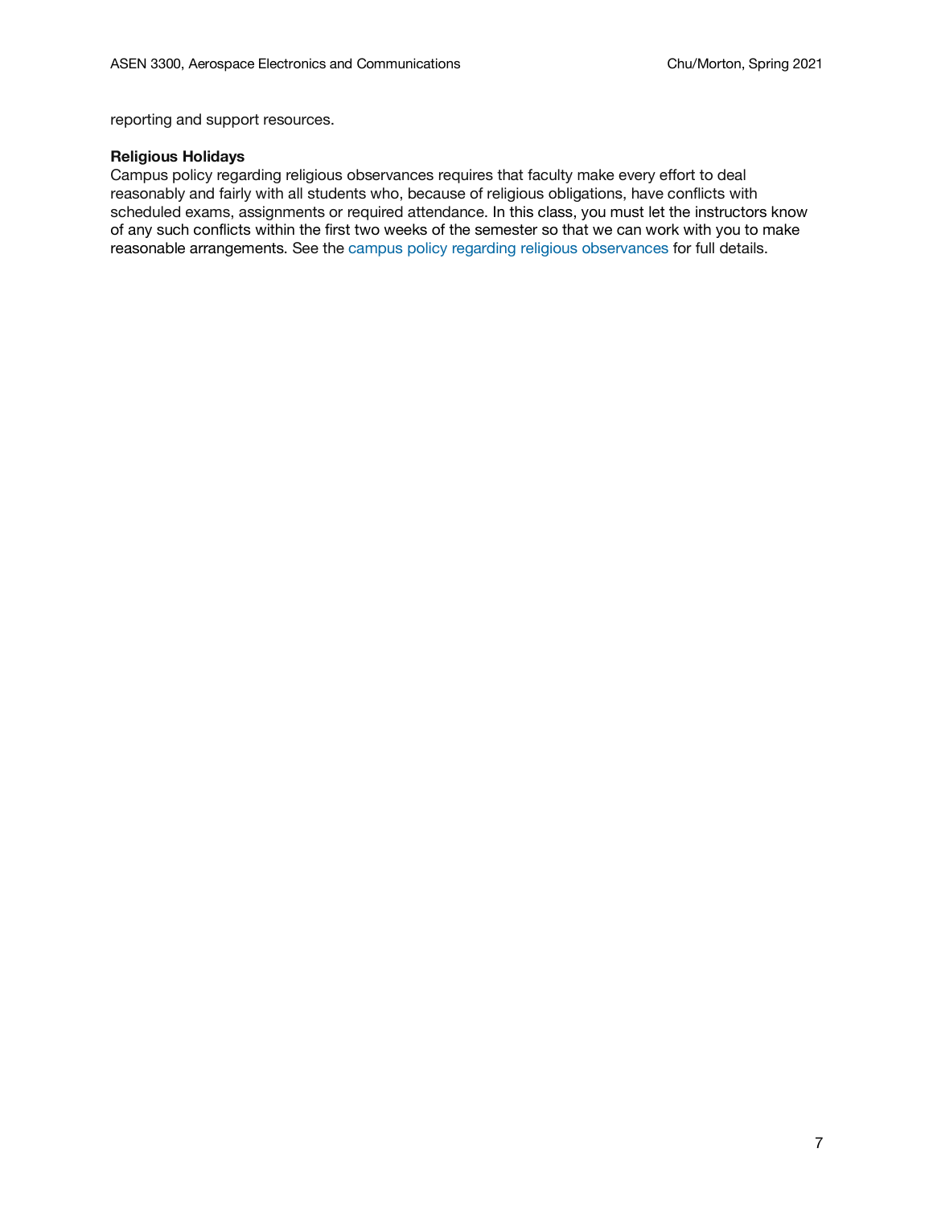reporting and support resources.

**Religious Holidays**

Campus policy regarding religious observances requires that faculty make every effort to deal reasonably and fairly with all students who, because of religious obligations, have conflicts with scheduled exams, assignments or required attendance. In this class, you must let the instructors know of any such conflicts within the first two weeks of the semester so that we can work with you to make reasonable arrangements. See the campus policy regarding religious observances for full details.